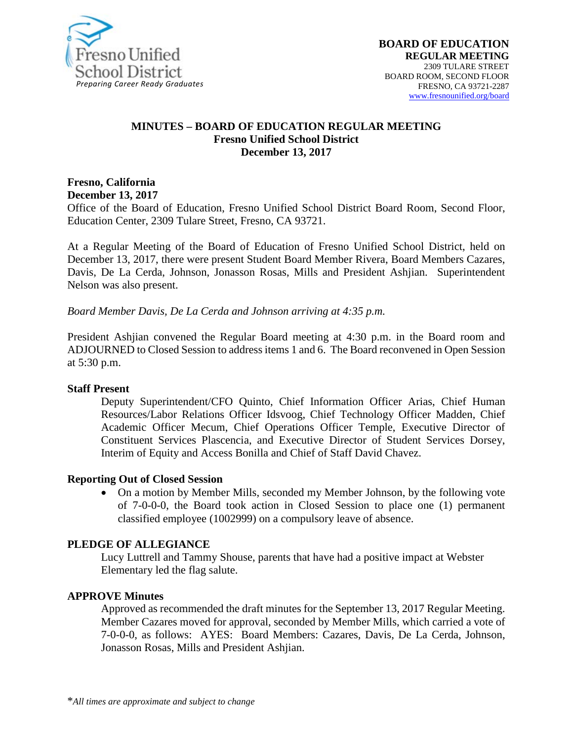**BOARD OF EDUCATION**
**REGULAR MEETING**
2309 TULARE STREET
BOARD ROOM, SECOND FLOOR
FRESNO, CA 93721-2287
www.fresnounified.org/board

# MINUTES – BOARD OF EDUCATION REGULAR MEETING
## Fresno Unified School District
## December 13, 2017

**Fresno, California**
**December 13, 2017**
Office of the Board of Education, Fresno Unified School District Board Room, Second Floor, Education Center, 2309 Tulare Street, Fresno, CA 93721.

At a Regular Meeting of the Board of Education of Fresno Unified School District, held on December 13, 2017, there were present Student Board Member Rivera, Board Members Cazares, Davis, De La Cerda, Johnson, Jonasson Rosas, Mills and President Ashjian. Superintendent Nelson was also present.

*Board Member Davis, De La Cerda and Johnson arriving at 4:35 p.m.*

President Ashjian convened the Regular Board meeting at 4:30 p.m. in the Board room and ADJOURNED to Closed Session to address items 1 and 6. The Board reconvened in Open Session at 5:30 p.m.

**Staff Present**

Deputy Superintendent/CFO Quinto, Chief Information Officer Arias, Chief Human Resources/Labor Relations Officer Idsvoog, Chief Technology Officer Madden, Chief Academic Officer Mecum, Chief Operations Officer Temple, Executive Director of Constituent Services Plascencia, and Executive Director of Student Services Dorsey, Interim of Equity and Access Bonilla and Chief of Staff David Chavez.

**Reporting Out of Closed Session**

- On a motion by Member Mills, seconded my Member Johnson, by the following vote of 7-0-0-0, the Board took action in Closed Session to place one (1) permanent classified employee (1002999) on a compulsory leave of absence.

**PLEDGE OF ALLEGIANCE**

Lucy Luttrell and Tammy Shouse, parents that have had a positive impact at Webster Elementary led the flag salute.

**APPROVE Minutes**

Approved as recommended the draft minutes for the September 13, 2017 Regular Meeting. Member Cazares moved for approval, seconded by Member Mills, which carried a vote of 7-0-0-0, as follows: AYES: Board Members: Cazares, Davis, De La Cerda, Johnson, Jonasson Rosas, Mills and President Ashjian.

*\*All times are approximate and subject to change*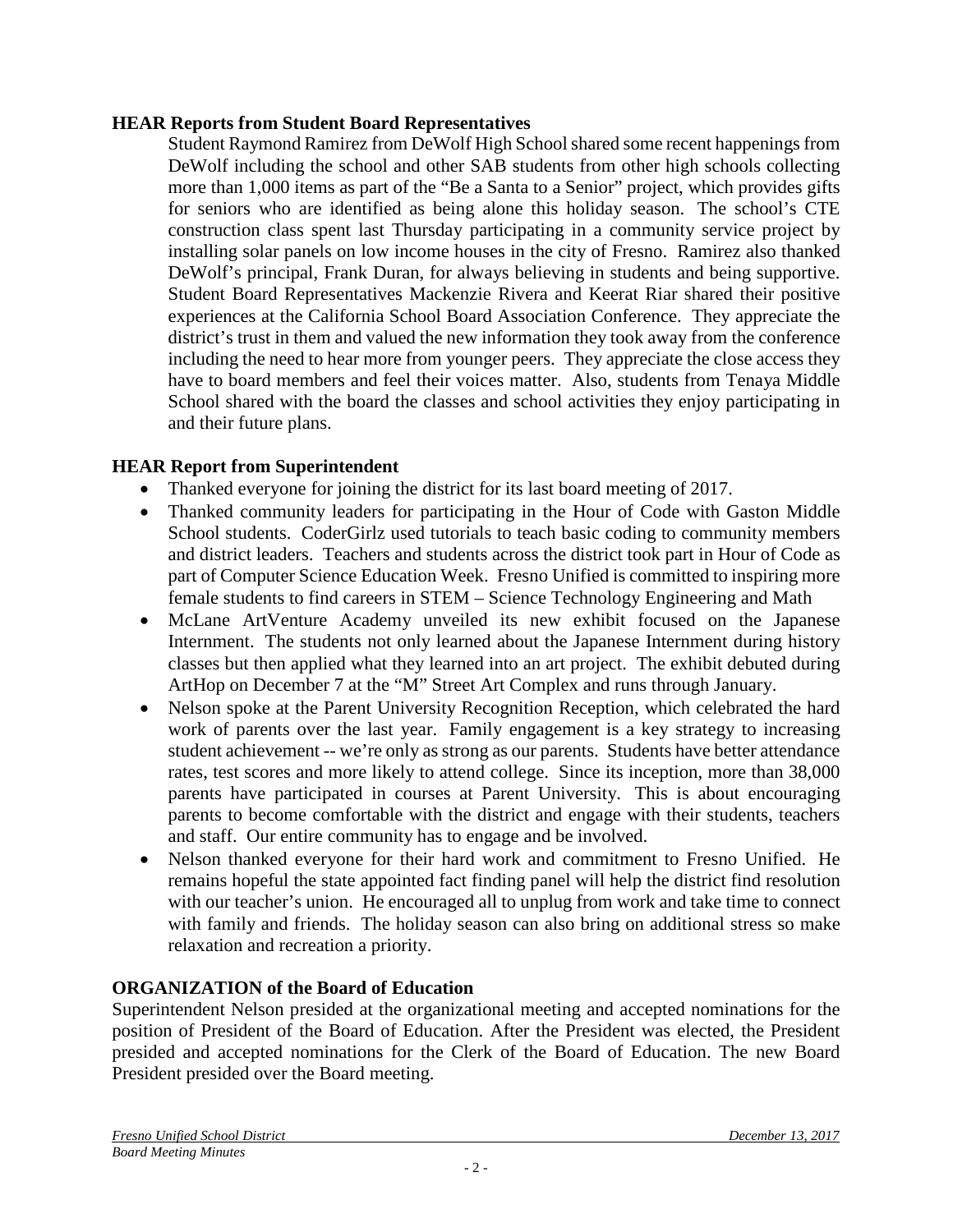**HEAR Reports from Student Board Representatives**

Student Raymond Ramirez from DeWolf High School shared some recent happenings from DeWolf including the school and other SAB students from other high schools collecting more than 1,000 items as part of the "Be a Santa to a Senior" project, which provides gifts for seniors who are identified as being alone this holiday season. The school's CTE construction class spent last Thursday participating in a community service project by installing solar panels on low income houses in the city of Fresno. Ramirez also thanked DeWolf's principal, Frank Duran, for always believing in students and being supportive. Student Board Representatives Mackenzie Rivera and Keerat Riar shared their positive experiences at the California School Board Association Conference. They appreciate the district's trust in them and valued the new information they took away from the conference including the need to hear more from younger peers. They appreciate the close access they have to board members and feel their voices matter. Also, students from Tenaya Middle School shared with the board the classes and school activities they enjoy participating in and their future plans.

**HEAR Report from Superintendent**

- Thanked everyone for joining the district for its last board meeting of 2017.
- Thanked community leaders for participating in the Hour of Code with Gaston Middle School students. CoderGirlz used tutorials to teach basic coding to community members and district leaders. Teachers and students across the district took part in Hour of Code as part of Computer Science Education Week. Fresno Unified is committed to inspiring more female students to find careers in STEM – Science Technology Engineering and Math
- McLane ArtVenture Academy unveiled its new exhibit focused on the Japanese Internment. The students not only learned about the Japanese Internment during history classes but then applied what they learned into an art project. The exhibit debuted during ArtHop on December 7 at the "M" Street Art Complex and runs through January.
- Nelson spoke at the Parent University Recognition Reception, which celebrated the hard work of parents over the last year. Family engagement is a key strategy to increasing student achievement -- we're only as strong as our parents. Students have better attendance rates, test scores and more likely to attend college. Since its inception, more than 38,000 parents have participated in courses at Parent University. This is about encouraging parents to become comfortable with the district and engage with their students, teachers and staff. Our entire community has to engage and be involved.
- Nelson thanked everyone for their hard work and commitment to Fresno Unified. He remains hopeful the state appointed fact finding panel will help the district find resolution with our teacher's union. He encouraged all to unplug from work and take time to connect with family and friends. The holiday season can also bring on additional stress so make relaxation and recreation a priority.

**ORGANIZATION of the Board of Education**

Superintendent Nelson presided at the organizational meeting and accepted nominations for the position of President of the Board of Education. After the President was elected, the President presided and accepted nominations for the Clerk of the Board of Education. The new Board President presided over the Board meeting.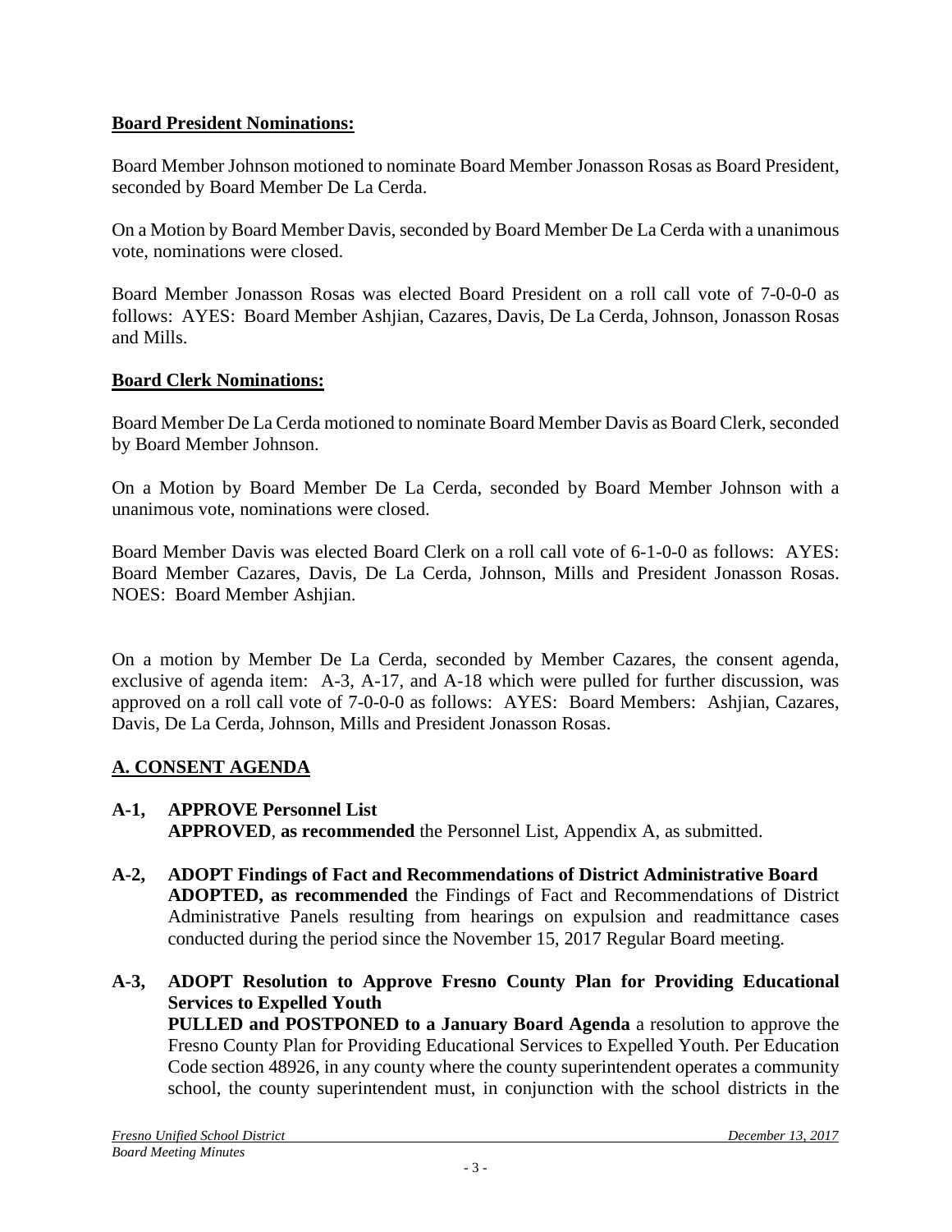**Board President Nominations:**

Board Member Johnson motioned to nominate Board Member Jonasson Rosas as Board President, seconded by Board Member De La Cerda.

On a Motion by Board Member Davis, seconded by Board Member De La Cerda with a unanimous vote, nominations were closed.

Board Member Jonasson Rosas was elected Board President on a roll call vote of 7-0-0-0 as follows: AYES: Board Member Ashjian, Cazares, Davis, De La Cerda, Johnson, Jonasson Rosas and Mills.

**Board Clerk Nominations:**

Board Member De La Cerda motioned to nominate Board Member Davis as Board Clerk, seconded by Board Member Johnson.

On a Motion by Board Member De La Cerda, seconded by Board Member Johnson with a unanimous vote, nominations were closed.

Board Member Davis was elected Board Clerk on a roll call vote of 6-1-0-0 as follows: AYES: Board Member Cazares, Davis, De La Cerda, Johnson, Mills and President Jonasson Rosas. NOES: Board Member Ashjian.

On a motion by Member De La Cerda, seconded by Member Cazares, the consent agenda, exclusive of agenda item: A-3, A-17, and A-18 which were pulled for further discussion, was approved on a roll call vote of 7-0-0-0 as follows: AYES: Board Members: Ashjian, Cazares, Davis, De La Cerda, Johnson, Mills and President Jonasson Rosas.

## A. CONSENT AGENDA

**A-1, APPROVE Personnel List**
**APPROVED**, **as recommended** the Personnel List, Appendix A, as submitted.

**A-2, ADOPT Findings of Fact and Recommendations of District Administrative Board**
**ADOPTED, as recommended** the Findings of Fact and Recommendations of District Administrative Panels resulting from hearings on expulsion and readmittance cases conducted during the period since the November 15, 2017 Regular Board meeting.

**A-3, ADOPT Resolution to Approve Fresno County Plan for Providing Educational Services to Expelled Youth**
**PULLED and POSTPONED to a January Board Agenda** a resolution to approve the Fresno County Plan for Providing Educational Services to Expelled Youth. Per Education Code section 48926, in any county where the county superintendent operates a community school, the county superintendent must, in conjunction with the school districts in the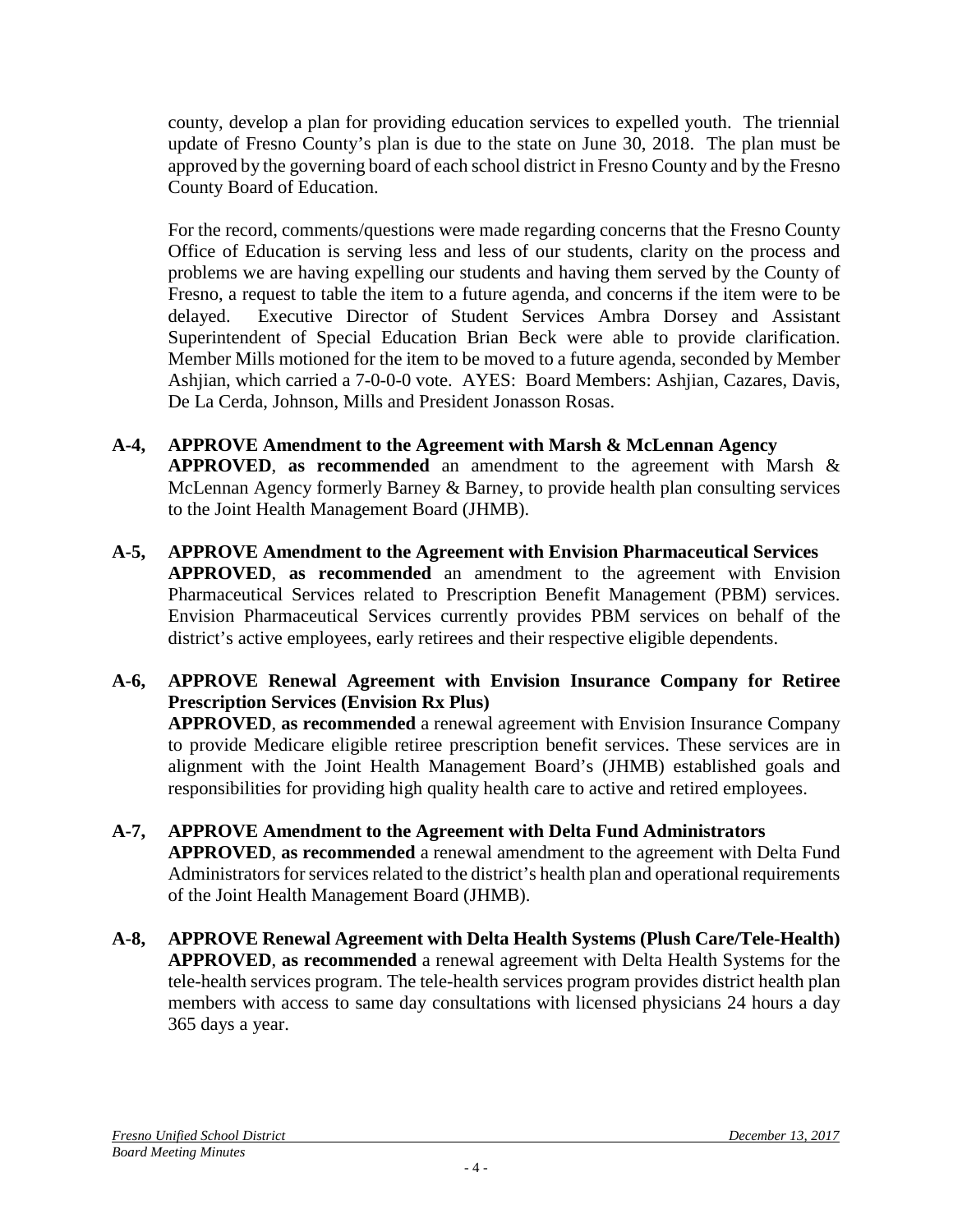county, develop a plan for providing education services to expelled youth. The triennial update of Fresno County's plan is due to the state on June 30, 2018. The plan must be approved by the governing board of each school district in Fresno County and by the Fresno County Board of Education.

For the record, comments/questions were made regarding concerns that the Fresno County Office of Education is serving less and less of our students, clarity on the process and problems we are having expelling our students and having them served by the County of Fresno, a request to table the item to a future agenda, and concerns if the item were to be delayed. Executive Director of Student Services Ambra Dorsey and Assistant Superintendent of Special Education Brian Beck were able to provide clarification. Member Mills motioned for the item to be moved to a future agenda, seconded by Member Ashjian, which carried a 7-0-0-0 vote. AYES: Board Members: Ashjian, Cazares, Davis, De La Cerda, Johnson, Mills and President Jonasson Rosas.

**A-4, APPROVE Amendment to the Agreement with Marsh & McLennan Agency**
**APPROVED**, **as recommended** an amendment to the agreement with Marsh & McLennan Agency formerly Barney & Barney, to provide health plan consulting services to the Joint Health Management Board (JHMB).

**A-5, APPROVE Amendment to the Agreement with Envision Pharmaceutical Services**
**APPROVED**, **as recommended** an amendment to the agreement with Envision Pharmaceutical Services related to Prescription Benefit Management (PBM) services. Envision Pharmaceutical Services currently provides PBM services on behalf of the district's active employees, early retirees and their respective eligible dependents.

**A-6, APPROVE Renewal Agreement with Envision Insurance Company for Retiree Prescription Services (Envision Rx Plus)**
**APPROVED**, **as recommended** a renewal agreement with Envision Insurance Company to provide Medicare eligible retiree prescription benefit services. These services are in alignment with the Joint Health Management Board's (JHMB) established goals and responsibilities for providing high quality health care to active and retired employees.

**A-7, APPROVE Amendment to the Agreement with Delta Fund Administrators**
**APPROVED**, **as recommended** a renewal amendment to the agreement with Delta Fund Administrators for services related to the district's health plan and operational requirements of the Joint Health Management Board (JHMB).

**A-8, APPROVE Renewal Agreement with Delta Health Systems (Plush Care/Tele-Health)**
**APPROVED**, **as recommended** a renewal agreement with Delta Health Systems for the tele-health services program. The tele-health services program provides district health plan members with access to same day consultations with licensed physicians 24 hours a day 365 days a year.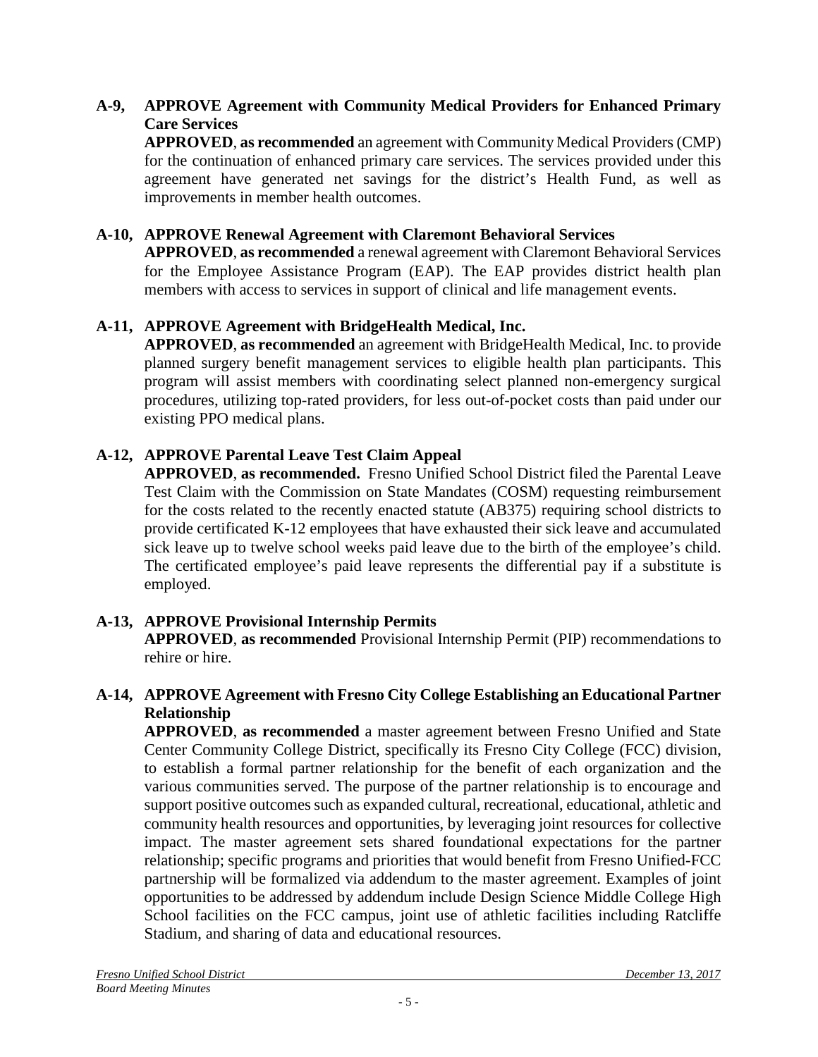**A-9, APPROVE Agreement with Community Medical Providers for Enhanced Primary Care Services**

**APPROVED**, **as recommended** an agreement with Community Medical Providers (CMP) for the continuation of enhanced primary care services. The services provided under this agreement have generated net savings for the district's Health Fund, as well as improvements in member health outcomes.

**A-10, APPROVE Renewal Agreement with Claremont Behavioral Services**

**APPROVED**, **as recommended** a renewal agreement with Claremont Behavioral Services for the Employee Assistance Program (EAP). The EAP provides district health plan members with access to services in support of clinical and life management events.

**A-11, APPROVE Agreement with BridgeHealth Medical, Inc.**

**APPROVED**, **as recommended** an agreement with BridgeHealth Medical, Inc. to provide planned surgery benefit management services to eligible health plan participants. This program will assist members with coordinating select planned non-emergency surgical procedures, utilizing top-rated providers, for less out-of-pocket costs than paid under our existing PPO medical plans.

**A-12, APPROVE Parental Leave Test Claim Appeal**

**APPROVED**, **as recommended.** Fresno Unified School District filed the Parental Leave Test Claim with the Commission on State Mandates (COSM) requesting reimbursement for the costs related to the recently enacted statute (AB375) requiring school districts to provide certificated K-12 employees that have exhausted their sick leave and accumulated sick leave up to twelve school weeks paid leave due to the birth of the employee's child. The certificated employee's paid leave represents the differential pay if a substitute is employed.

**A-13, APPROVE Provisional Internship Permits**

**APPROVED**, **as recommended** Provisional Internship Permit (PIP) recommendations to rehire or hire.

**A-14, APPROVE Agreement with Fresno City College Establishing an Educational Partner Relationship**

**APPROVED**, **as recommended** a master agreement between Fresno Unified and State Center Community College District, specifically its Fresno City College (FCC) division, to establish a formal partner relationship for the benefit of each organization and the various communities served. The purpose of the partner relationship is to encourage and support positive outcomes such as expanded cultural, recreational, educational, athletic and community health resources and opportunities, by leveraging joint resources for collective impact. The master agreement sets shared foundational expectations for the partner relationship; specific programs and priorities that would benefit from Fresno Unified-FCC partnership will be formalized via addendum to the master agreement. Examples of joint opportunities to be addressed by addendum include Design Science Middle College High School facilities on the FCC campus, joint use of athletic facilities including Ratcliffe Stadium, and sharing of data and educational resources.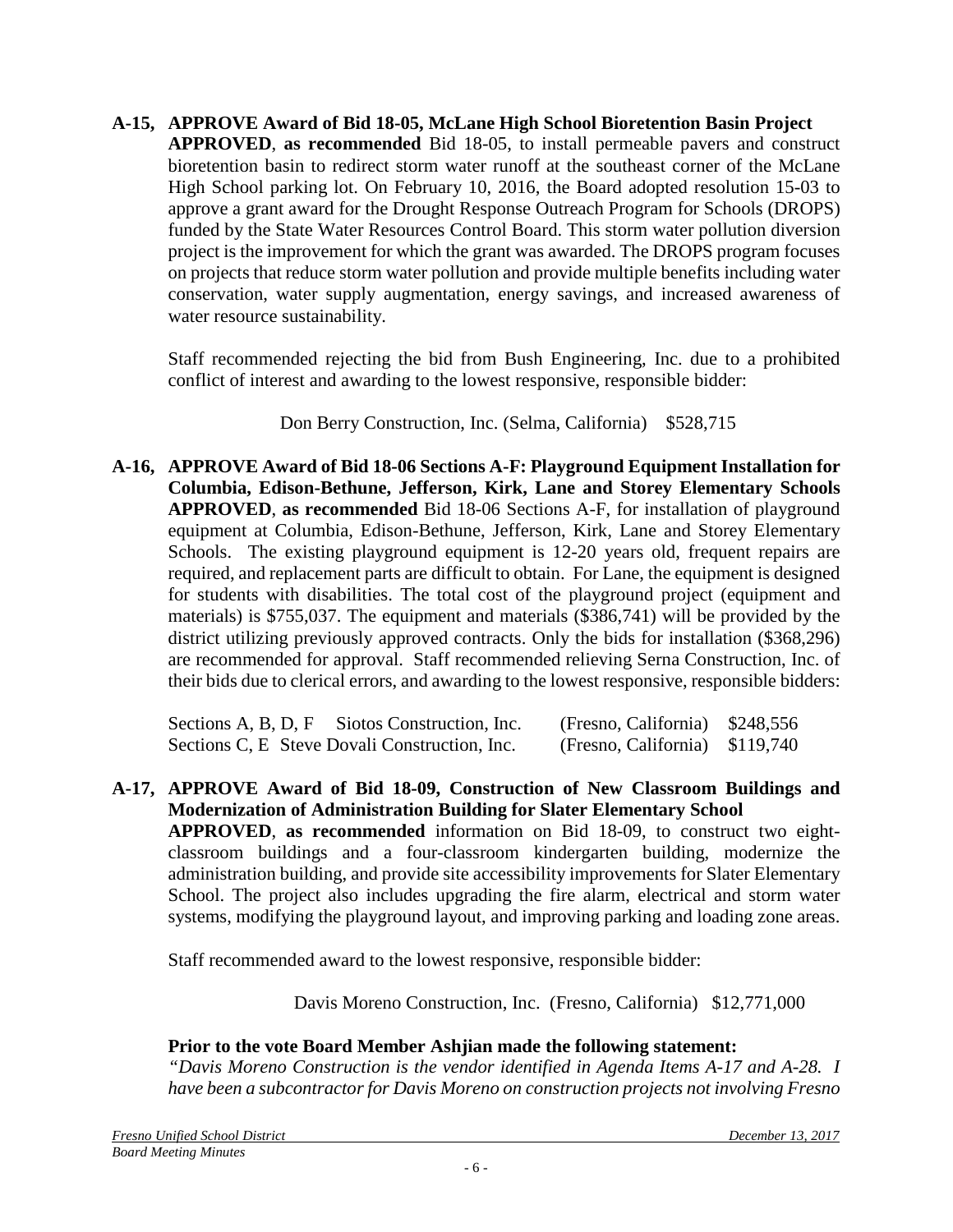**A-15, APPROVE Award of Bid 18-05, McLane High School Bioretention Basin Project**
**APPROVED**, **as recommended** Bid 18-05, to install permeable pavers and construct bioretention basin to redirect storm water runoff at the southeast corner of the McLane High School parking lot. On February 10, 2016, the Board adopted resolution 15-03 to approve a grant award for the Drought Response Outreach Program for Schools (DROPS) funded by the State Water Resources Control Board. This storm water pollution diversion project is the improvement for which the grant was awarded. The DROPS program focuses on projects that reduce storm water pollution and provide multiple benefits including water conservation, water supply augmentation, energy savings, and increased awareness of water resource sustainability.

Staff recommended rejecting the bid from Bush Engineering, Inc. due to a prohibited conflict of interest and awarding to the lowest responsive, responsible bidder:

Don Berry Construction, Inc. (Selma, California) $528,715

**A-16, APPROVE Award of Bid 18-06 Sections A-F: Playground Equipment Installation for Columbia, Edison-Bethune, Jefferson, Kirk, Lane and Storey Elementary Schools**
**APPROVED**, **as recommended** Bid 18-06 Sections A-F, for installation of playground equipment at Columbia, Edison-Bethune, Jefferson, Kirk, Lane and Storey Elementary Schools. The existing playground equipment is 12-20 years old, frequent repairs are required, and replacement parts are difficult to obtain. For Lane, the equipment is designed for students with disabilities. The total cost of the playground project (equipment and materials) is $755,037. The equipment and materials ($386,741) will be provided by the district utilizing previously approved contracts. Only the bids for installation ($368,296) are recommended for approval. Staff recommended relieving Serna Construction, Inc. of their bids due to clerical errors, and awarding to the lowest responsive, responsible bidders:

| | | | |
|---|---|---|---|
| Sections A, B, D, F | Siotos Construction, Inc. | (Fresno, California) | $248,556 |
| Sections C, E | Steve Dovali Construction, Inc. | (Fresno, California) | $119,740 |

**A-17, APPROVE Award of Bid 18-09, Construction of New Classroom Buildings and Modernization of Administration Building for Slater Elementary School**
**APPROVED**, **as recommended** information on Bid 18-09, to construct two eight-classroom buildings and a four-classroom kindergarten building, modernize the administration building, and provide site accessibility improvements for Slater Elementary School. The project also includes upgrading the fire alarm, electrical and storm water systems, modifying the playground layout, and improving parking and loading zone areas.

Staff recommended award to the lowest responsive, responsible bidder:

Davis Moreno Construction, Inc. (Fresno, California) $12,771,000

**Prior to the vote Board Member Ashjian made the following statement:**
*"Davis Moreno Construction is the vendor identified in Agenda Items A-17 and A-28. I have been a subcontractor for Davis Moreno on construction projects not involving Fresno*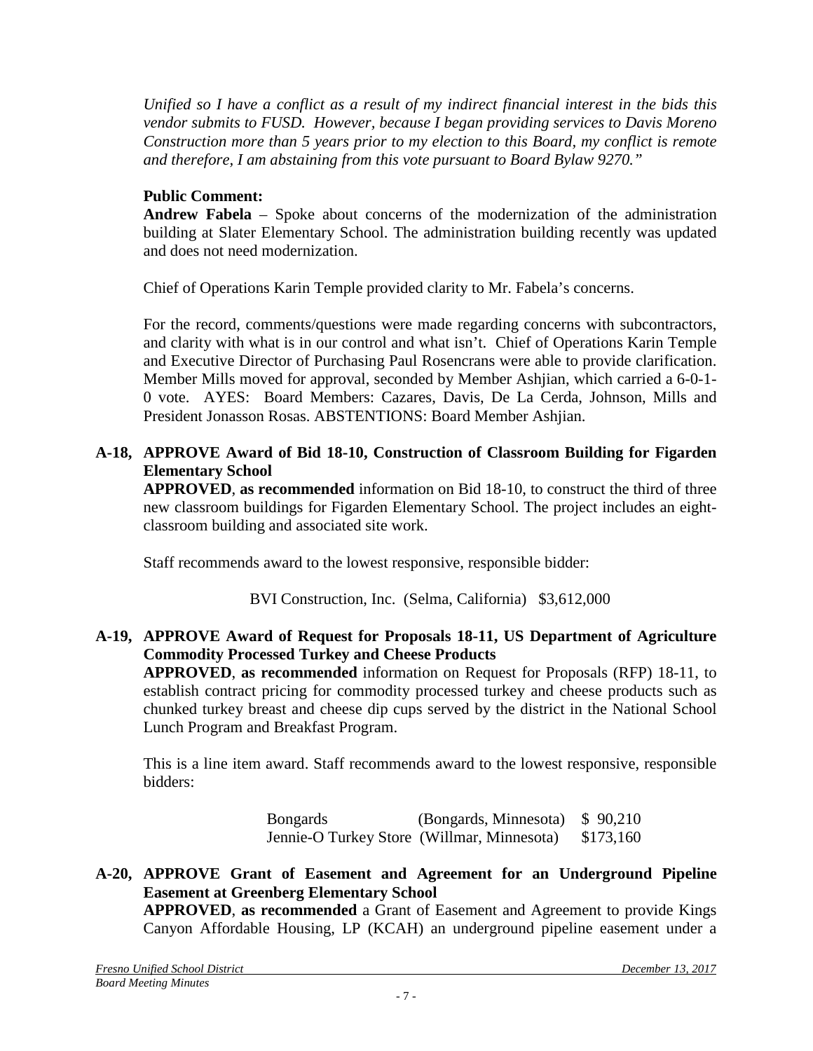*Unified so I have a conflict as a result of my indirect financial interest in the bids this vendor submits to FUSD. However, because I began providing services to Davis Moreno Construction more than 5 years prior to my election to this Board, my conflict is remote and therefore, I am abstaining from this vote pursuant to Board Bylaw 9270."*

**Public Comment:**
**Andrew Fabela** – Spoke about concerns of the modernization of the administration building at Slater Elementary School. The administration building recently was updated and does not need modernization.

Chief of Operations Karin Temple provided clarity to Mr. Fabela's concerns.

For the record, comments/questions were made regarding concerns with subcontractors, and clarity with what is in our control and what isn't. Chief of Operations Karin Temple and Executive Director of Purchasing Paul Rosencrans were able to provide clarification. Member Mills moved for approval, seconded by Member Ashjian, which carried a 6-0-1-0 vote. AYES: Board Members: Cazares, Davis, De La Cerda, Johnson, Mills and President Jonasson Rosas. ABSTENTIONS: Board Member Ashjian.

**A-18, APPROVE Award of Bid 18-10, Construction of Classroom Building for Figarden Elementary School**
**APPROVED**, **as recommended** information on Bid 18-10, to construct the third of three new classroom buildings for Figarden Elementary School. The project includes an eight-classroom building and associated site work.

Staff recommends award to the lowest responsive, responsible bidder:

BVI Construction, Inc. (Selma, California) $3,612,000

**A-19, APPROVE Award of Request for Proposals 18-11, US Department of Agriculture Commodity Processed Turkey and Cheese Products**
**APPROVED**, **as recommended** information on Request for Proposals (RFP) 18-11, to establish contract pricing for commodity processed turkey and cheese products such as chunked turkey breast and cheese dip cups served by the district in the National School Lunch Program and Breakfast Program.

This is a line item award. Staff recommends award to the lowest responsive, responsible bidders:

| | | |
|---|---|---|
| Bongards | (Bongards, Minnesota) | $ 90,210 |
| Jennie-O Turkey Store | (Willmar, Minnesota) | $173,160 |

**A-20, APPROVE Grant of Easement and Agreement for an Underground Pipeline Easement at Greenberg Elementary School**
**APPROVED**, **as recommended** a Grant of Easement and Agreement to provide Kings Canyon Affordable Housing, LP (KCAH) an underground pipeline easement under a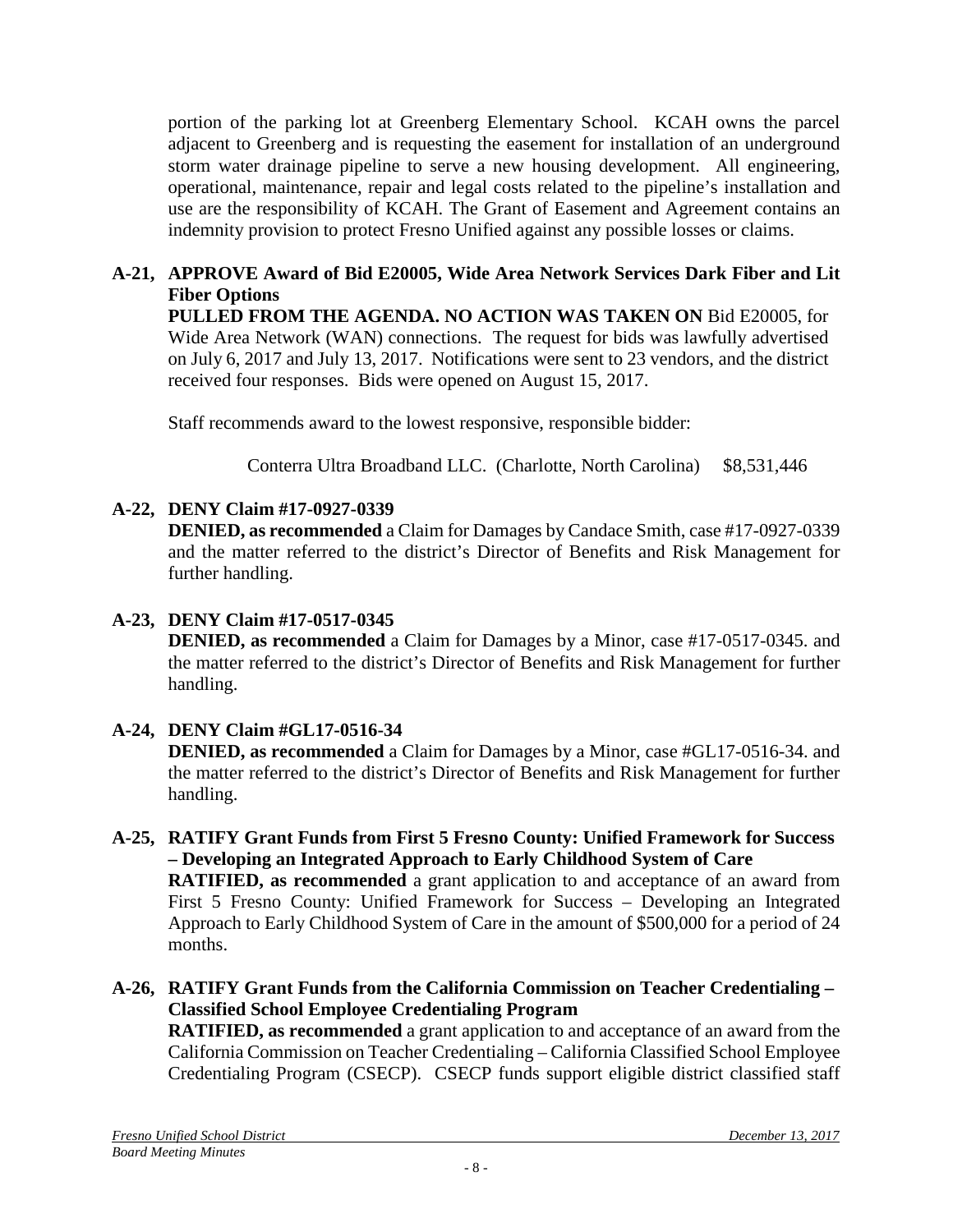portion of the parking lot at Greenberg Elementary School. KCAH owns the parcel adjacent to Greenberg and is requesting the easement for installation of an underground storm water drainage pipeline to serve a new housing development. All engineering, operational, maintenance, repair and legal costs related to the pipeline's installation and use are the responsibility of KCAH. The Grant of Easement and Agreement contains an indemnity provision to protect Fresno Unified against any possible losses or claims.

**A-21, APPROVE Award of Bid E20005, Wide Area Network Services Dark Fiber and Lit Fiber Options**

**PULLED FROM THE AGENDA. NO ACTION WAS TAKEN ON** Bid E20005, for Wide Area Network (WAN) connections. The request for bids was lawfully advertised on July 6, 2017 and July 13, 2017. Notifications were sent to 23 vendors, and the district received four responses. Bids were opened on August 15, 2017.

Staff recommends award to the lowest responsive, responsible bidder:

Conterra Ultra Broadband LLC. (Charlotte, North Carolina) $8,531,446

**A-22, DENY Claim #17-0927-0339**

**DENIED, as recommended** a Claim for Damages by Candace Smith, case #17-0927-0339 and the matter referred to the district's Director of Benefits and Risk Management for further handling.

**A-23, DENY Claim #17-0517-0345**

**DENIED, as recommended** a Claim for Damages by a Minor, case #17-0517-0345. and the matter referred to the district's Director of Benefits and Risk Management for further handling.

**A-24, DENY Claim #GL17-0516-34**

**DENIED, as recommended** a Claim for Damages by a Minor, case #GL17-0516-34. and the matter referred to the district's Director of Benefits and Risk Management for further handling.

**A-25, RATIFY Grant Funds from First 5 Fresno County: Unified Framework for Success – Developing an Integrated Approach to Early Childhood System of Care**

**RATIFIED, as recommended** a grant application to and acceptance of an award from First 5 Fresno County: Unified Framework for Success – Developing an Integrated Approach to Early Childhood System of Care in the amount of $500,000 for a period of 24 months.

**A-26, RATIFY Grant Funds from the California Commission on Teacher Credentialing – Classified School Employee Credentialing Program**

**RATIFIED, as recommended** a grant application to and acceptance of an award from the California Commission on Teacher Credentialing – California Classified School Employee Credentialing Program (CSECP). CSECP funds support eligible district classified staff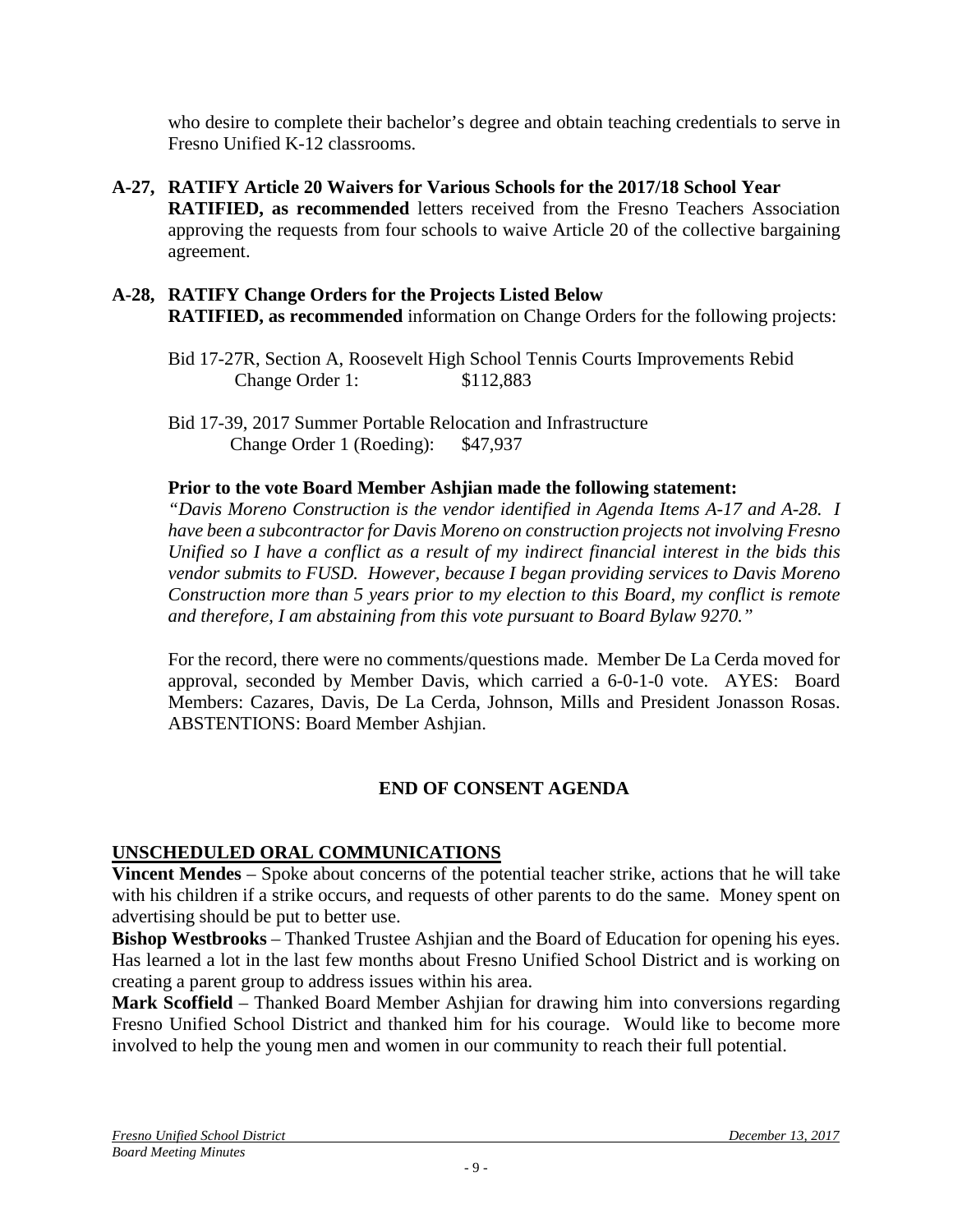who desire to complete their bachelor's degree and obtain teaching credentials to serve in Fresno Unified K-12 classrooms.

**A-27, RATIFY Article 20 Waivers for Various Schools for the 2017/18 School Year**
**RATIFIED, as recommended** letters received from the Fresno Teachers Association approving the requests from four schools to waive Article 20 of the collective bargaining agreement.

**A-28, RATIFY Change Orders for the Projects Listed Below**
**RATIFIED, as recommended** information on Change Orders for the following projects:

Bid 17-27R, Section A, Roosevelt High School Tennis Courts Improvements Rebid
Change Order 1: $112,883

Bid 17-39, 2017 Summer Portable Relocation and Infrastructure
Change Order 1 (Roeding): $47,937

**Prior to the vote Board Member Ashjian made the following statement:**
*"Davis Moreno Construction is the vendor identified in Agenda Items A-17 and A-28. I have been a subcontractor for Davis Moreno on construction projects not involving Fresno Unified so I have a conflict as a result of my indirect financial interest in the bids this vendor submits to FUSD. However, because I began providing services to Davis Moreno Construction more than 5 years prior to my election to this Board, my conflict is remote and therefore, I am abstaining from this vote pursuant to Board Bylaw 9270."*

For the record, there were no comments/questions made. Member De La Cerda moved for approval, seconded by Member Davis, which carried a 6-0-1-0 vote. AYES: Board Members: Cazares, Davis, De La Cerda, Johnson, Mills and President Jonasson Rosas. ABSTENTIONS: Board Member Ashjian.

**END OF CONSENT AGENDA**

## UNSCHEDULED ORAL COMMUNICATIONS

**Vincent Mendes** – Spoke about concerns of the potential teacher strike, actions that he will take with his children if a strike occurs, and requests of other parents to do the same. Money spent on advertising should be put to better use.

**Bishop Westbrooks** – Thanked Trustee Ashjian and the Board of Education for opening his eyes. Has learned a lot in the last few months about Fresno Unified School District and is working on creating a parent group to address issues within his area.

**Mark Scoffield** – Thanked Board Member Ashjian for drawing him into conversions regarding Fresno Unified School District and thanked him for his courage. Would like to become more involved to help the young men and women in our community to reach their full potential.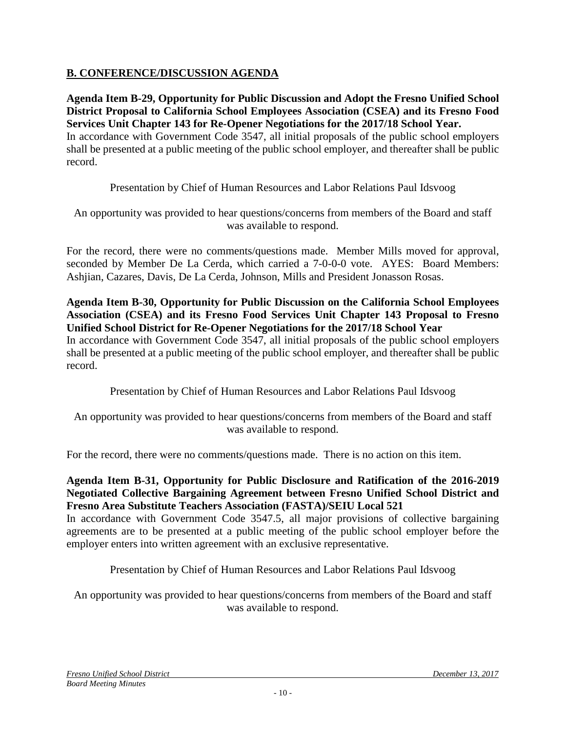## B. CONFERENCE/DISCUSSION AGENDA

**Agenda Item B-29, Opportunity for Public Discussion and Adopt the Fresno Unified School District Proposal to California School Employees Association (CSEA) and its Fresno Food Services Unit Chapter 143 for Re-Opener Negotiations for the 2017/18 School Year.**
In accordance with Government Code 3547, all initial proposals of the public school employers shall be presented at a public meeting of the public school employer, and thereafter shall be public record.

Presentation by Chief of Human Resources and Labor Relations Paul Idsvoog

An opportunity was provided to hear questions/concerns from members of the Board and staff was available to respond.

For the record, there were no comments/questions made. Member Mills moved for approval, seconded by Member De La Cerda, which carried a 7-0-0-0 vote. AYES: Board Members: Ashjian, Cazares, Davis, De La Cerda, Johnson, Mills and President Jonasson Rosas.

**Agenda Item B-30, Opportunity for Public Discussion on the California School Employees Association (CSEA) and its Fresno Food Services Unit Chapter 143 Proposal to Fresno Unified School District for Re-Opener Negotiations for the 2017/18 School Year**
In accordance with Government Code 3547, all initial proposals of the public school employers shall be presented at a public meeting of the public school employer, and thereafter shall be public record.

Presentation by Chief of Human Resources and Labor Relations Paul Idsvoog

An opportunity was provided to hear questions/concerns from members of the Board and staff was available to respond.

For the record, there were no comments/questions made. There is no action on this item.

**Agenda Item B-31, Opportunity for Public Disclosure and Ratification of the 2016-2019 Negotiated Collective Bargaining Agreement between Fresno Unified School District and Fresno Area Substitute Teachers Association (FASTA)/SEIU Local 521**
In accordance with Government Code 3547.5, all major provisions of collective bargaining agreements are to be presented at a public meeting of the public school employer before the employer enters into written agreement with an exclusive representative.

Presentation by Chief of Human Resources and Labor Relations Paul Idsvoog

An opportunity was provided to hear questions/concerns from members of the Board and staff was available to respond.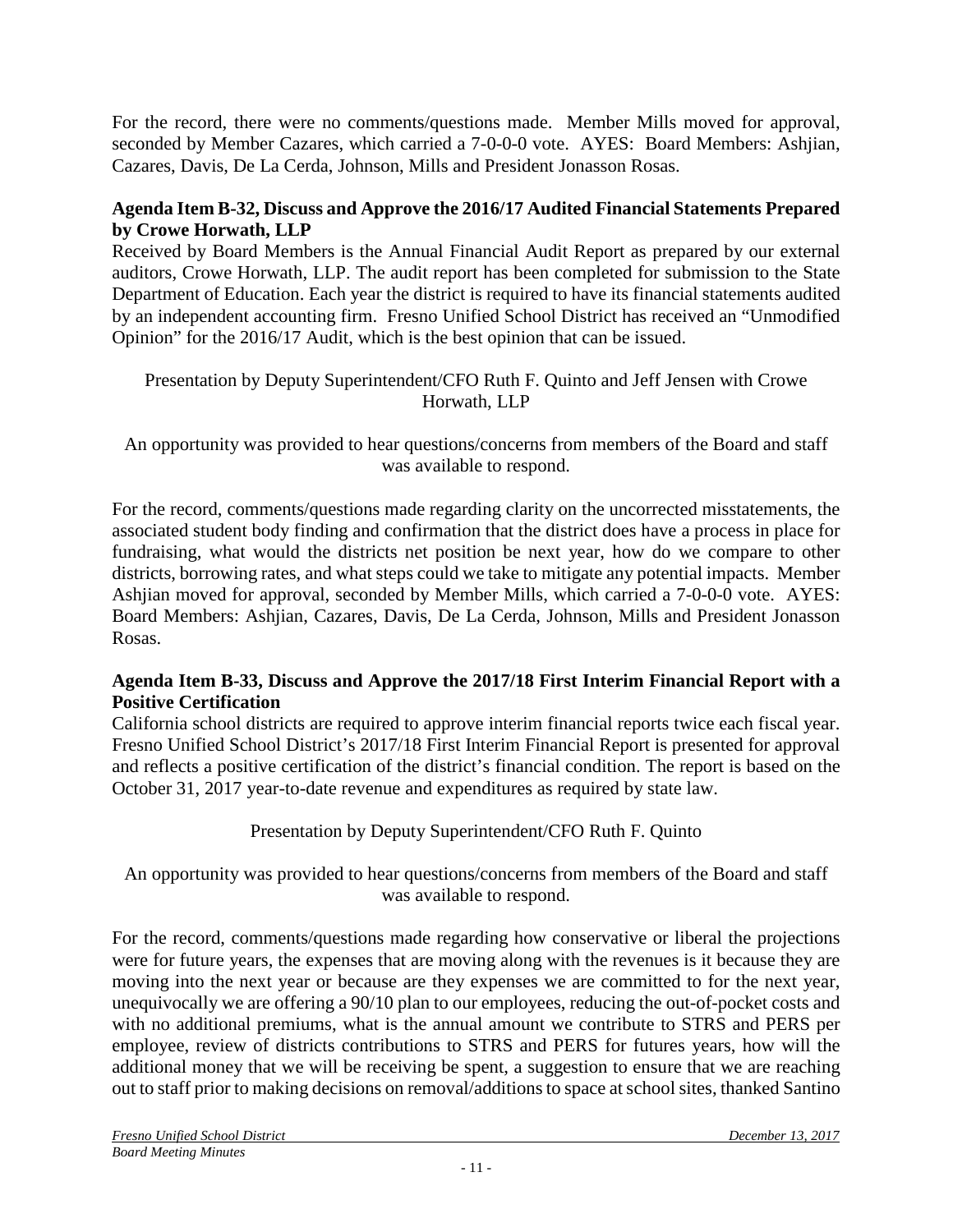For the record, there were no comments/questions made. Member Mills moved for approval, seconded by Member Cazares, which carried a 7-0-0-0 vote. AYES: Board Members: Ashjian, Cazares, Davis, De La Cerda, Johnson, Mills and President Jonasson Rosas.

**Agenda Item B-32, Discuss and Approve the 2016/17 Audited Financial Statements Prepared by Crowe Horwath, LLP**

Received by Board Members is the Annual Financial Audit Report as prepared by our external auditors, Crowe Horwath, LLP. The audit report has been completed for submission to the State Department of Education. Each year the district is required to have its financial statements audited by an independent accounting firm. Fresno Unified School District has received an "Unmodified Opinion" for the 2016/17 Audit, which is the best opinion that can be issued.

Presentation by Deputy Superintendent/CFO Ruth F. Quinto and Jeff Jensen with Crowe Horwath, LLP

An opportunity was provided to hear questions/concerns from members of the Board and staff was available to respond.

For the record, comments/questions made regarding clarity on the uncorrected misstatements, the associated student body finding and confirmation that the district does have a process in place for fundraising, what would the districts net position be next year, how do we compare to other districts, borrowing rates, and what steps could we take to mitigate any potential impacts. Member Ashjian moved for approval, seconded by Member Mills, which carried a 7-0-0-0 vote. AYES: Board Members: Ashjian, Cazares, Davis, De La Cerda, Johnson, Mills and President Jonasson Rosas.

**Agenda Item B-33, Discuss and Approve the 2017/18 First Interim Financial Report with a Positive Certification**

California school districts are required to approve interim financial reports twice each fiscal year. Fresno Unified School District's 2017/18 First Interim Financial Report is presented for approval and reflects a positive certification of the district's financial condition. The report is based on the October 31, 2017 year-to-date revenue and expenditures as required by state law.

Presentation by Deputy Superintendent/CFO Ruth F. Quinto

An opportunity was provided to hear questions/concerns from members of the Board and staff was available to respond.

For the record, comments/questions made regarding how conservative or liberal the projections were for future years, the expenses that are moving along with the revenues is it because they are moving into the next year or because are they expenses we are committed to for the next year, unequivocally we are offering a 90/10 plan to our employees, reducing the out-of-pocket costs and with no additional premiums, what is the annual amount we contribute to STRS and PERS per employee, review of districts contributions to STRS and PERS for futures years, how will the additional money that we will be receiving be spent, a suggestion to ensure that we are reaching out to staff prior to making decisions on removal/additions to space at school sites, thanked Santino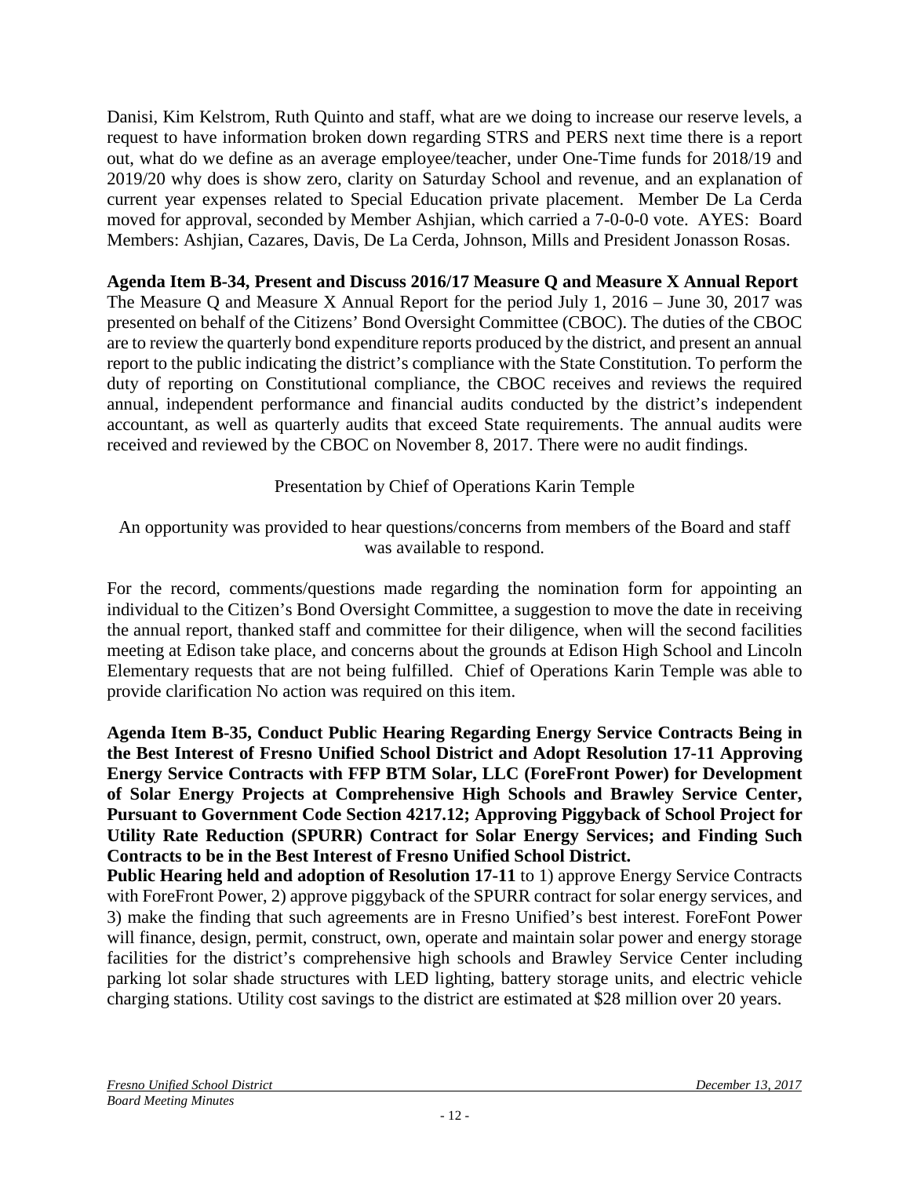Danisi, Kim Kelstrom, Ruth Quinto and staff, what are we doing to increase our reserve levels, a request to have information broken down regarding STRS and PERS next time there is a report out, what do we define as an average employee/teacher, under One-Time funds for 2018/19 and 2019/20 why does is show zero, clarity on Saturday School and revenue, and an explanation of current year expenses related to Special Education private placement. Member De La Cerda moved for approval, seconded by Member Ashjian, which carried a 7-0-0-0 vote. AYES: Board Members: Ashjian, Cazares, Davis, De La Cerda, Johnson, Mills and President Jonasson Rosas.

**Agenda Item B-34, Present and Discuss 2016/17 Measure Q and Measure X Annual Report**
The Measure Q and Measure X Annual Report for the period July 1, 2016 – June 30, 2017 was presented on behalf of the Citizens' Bond Oversight Committee (CBOC). The duties of the CBOC are to review the quarterly bond expenditure reports produced by the district, and present an annual report to the public indicating the district's compliance with the State Constitution. To perform the duty of reporting on Constitutional compliance, the CBOC receives and reviews the required annual, independent performance and financial audits conducted by the district's independent accountant, as well as quarterly audits that exceed State requirements. The annual audits were received and reviewed by the CBOC on November 8, 2017. There were no audit findings.

Presentation by Chief of Operations Karin Temple

An opportunity was provided to hear questions/concerns from members of the Board and staff was available to respond.

For the record, comments/questions made regarding the nomination form for appointing an individual to the Citizen's Bond Oversight Committee, a suggestion to move the date in receiving the annual report, thanked staff and committee for their diligence, when will the second facilities meeting at Edison take place, and concerns about the grounds at Edison High School and Lincoln Elementary requests that are not being fulfilled. Chief of Operations Karin Temple was able to provide clarification No action was required on this item.

**Agenda Item B-35, Conduct Public Hearing Regarding Energy Service Contracts Being in the Best Interest of Fresno Unified School District and Adopt Resolution 17-11 Approving Energy Service Contracts with FFP BTM Solar, LLC (ForeFront Power) for Development of Solar Energy Projects at Comprehensive High Schools and Brawley Service Center, Pursuant to Government Code Section 4217.12; Approving Piggyback of School Project for Utility Rate Reduction (SPURR) Contract for Solar Energy Services; and Finding Such Contracts to be in the Best Interest of Fresno Unified School District.**
**Public Hearing held and adoption of Resolution 17-11** to 1) approve Energy Service Contracts with ForeFront Power, 2) approve piggyback of the SPURR contract for solar energy services, and 3) make the finding that such agreements are in Fresno Unified's best interest. ForeFont Power will finance, design, permit, construct, own, operate and maintain solar power and energy storage facilities for the district's comprehensive high schools and Brawley Service Center including parking lot solar shade structures with LED lighting, battery storage units, and electric vehicle charging stations. Utility cost savings to the district are estimated at $28 million over 20 years.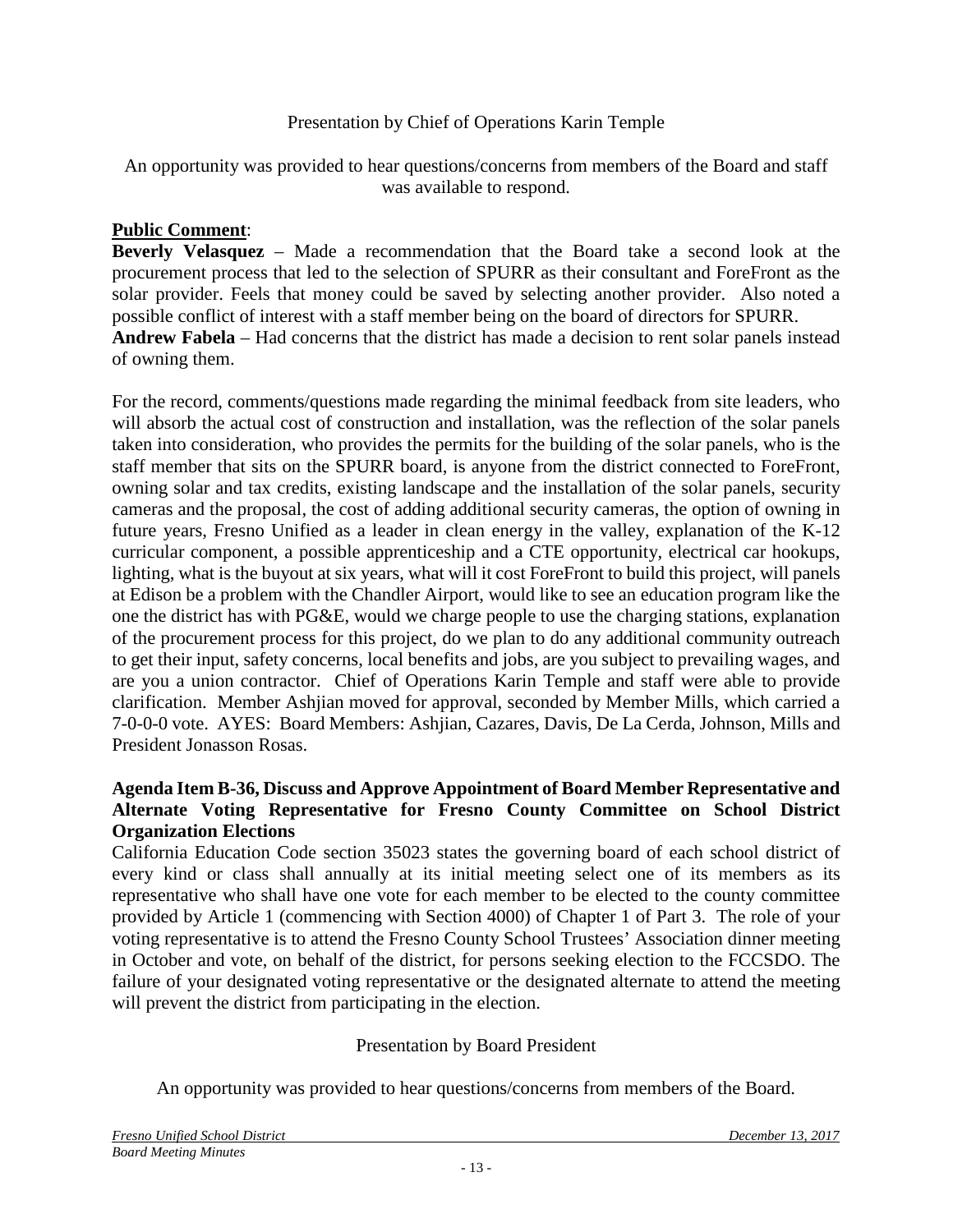Presentation by Chief of Operations Karin Temple

An opportunity was provided to hear questions/concerns from members of the Board and staff was available to respond.

**Public Comment**:

**Beverly Velasquez** – Made a recommendation that the Board take a second look at the procurement process that led to the selection of SPURR as their consultant and ForeFront as the solar provider. Feels that money could be saved by selecting another provider. Also noted a possible conflict of interest with a staff member being on the board of directors for SPURR.

**Andrew Fabela** – Had concerns that the district has made a decision to rent solar panels instead of owning them.

For the record, comments/questions made regarding the minimal feedback from site leaders, who will absorb the actual cost of construction and installation, was the reflection of the solar panels taken into consideration, who provides the permits for the building of the solar panels, who is the staff member that sits on the SPURR board, is anyone from the district connected to ForeFront, owning solar and tax credits, existing landscape and the installation of the solar panels, security cameras and the proposal, the cost of adding additional security cameras, the option of owning in future years, Fresno Unified as a leader in clean energy in the valley, explanation of the K-12 curricular component, a possible apprenticeship and a CTE opportunity, electrical car hookups, lighting, what is the buyout at six years, what will it cost ForeFront to build this project, will panels at Edison be a problem with the Chandler Airport, would like to see an education program like the one the district has with PG&E, would we charge people to use the charging stations, explanation of the procurement process for this project, do we plan to do any additional community outreach to get their input, safety concerns, local benefits and jobs, are you subject to prevailing wages, and are you a union contractor. Chief of Operations Karin Temple and staff were able to provide clarification. Member Ashjian moved for approval, seconded by Member Mills, which carried a 7-0-0-0 vote. AYES: Board Members: Ashjian, Cazares, Davis, De La Cerda, Johnson, Mills and President Jonasson Rosas.

**Agenda Item B-36, Discuss and Approve Appointment of Board Member Representative and Alternate Voting Representative for Fresno County Committee on School District Organization Elections**

California Education Code section 35023 states the governing board of each school district of every kind or class shall annually at its initial meeting select one of its members as its representative who shall have one vote for each member to be elected to the county committee provided by Article 1 (commencing with Section 4000) of Chapter 1 of Part 3. The role of your voting representative is to attend the Fresno County School Trustees' Association dinner meeting in October and vote, on behalf of the district, for persons seeking election to the FCCSDO. The failure of your designated voting representative or the designated alternate to attend the meeting will prevent the district from participating in the election.

Presentation by Board President

An opportunity was provided to hear questions/concerns from members of the Board.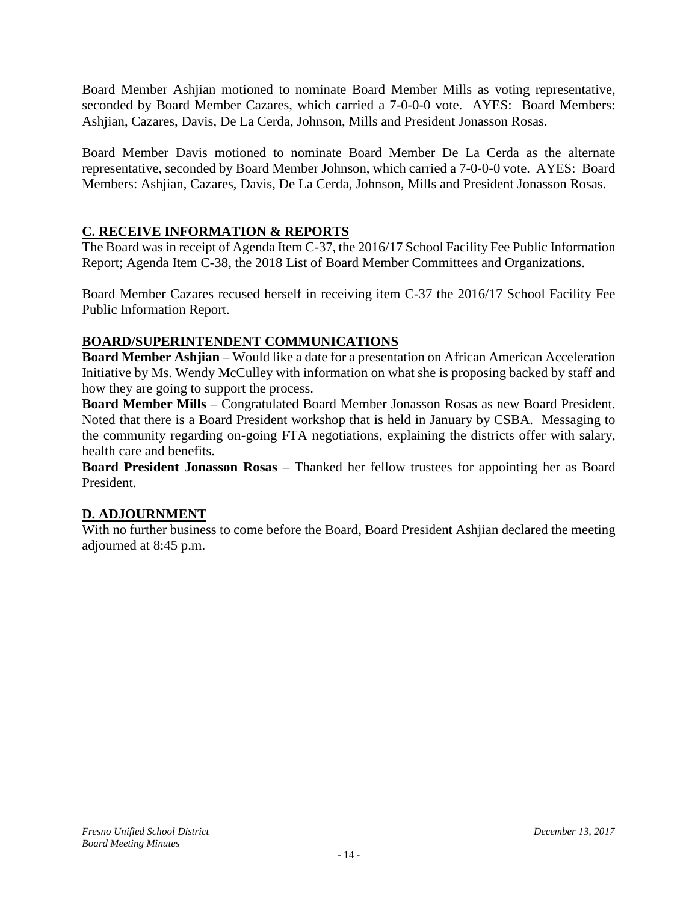Board Member Ashjian motioned to nominate Board Member Mills as voting representative, seconded by Board Member Cazares, which carried a 7-0-0-0 vote. AYES: Board Members: Ashjian, Cazares, Davis, De La Cerda, Johnson, Mills and President Jonasson Rosas.

Board Member Davis motioned to nominate Board Member De La Cerda as the alternate representative, seconded by Board Member Johnson, which carried a 7-0-0-0 vote. AYES: Board Members: Ashjian, Cazares, Davis, De La Cerda, Johnson, Mills and President Jonasson Rosas.

## C. RECEIVE INFORMATION & REPORTS

The Board was in receipt of Agenda Item C-37, the 2016/17 School Facility Fee Public Information Report; Agenda Item C-38, the 2018 List of Board Member Committees and Organizations.

Board Member Cazares recused herself in receiving item C-37 the 2016/17 School Facility Fee Public Information Report.

## BOARD/SUPERINTENDENT COMMUNICATIONS

**Board Member Ashjian** – Would like a date for a presentation on African American Acceleration Initiative by Ms. Wendy McCulley with information on what she is proposing backed by staff and how they are going to support the process.

**Board Member Mills** – Congratulated Board Member Jonasson Rosas as new Board President. Noted that there is a Board President workshop that is held in January by CSBA. Messaging to the community regarding on-going FTA negotiations, explaining the districts offer with salary, health care and benefits.

**Board President Jonasson Rosas** – Thanked her fellow trustees for appointing her as Board President.

## D. ADJOURNMENT

With no further business to come before the Board, Board President Ashjian declared the meeting adjourned at 8:45 p.m.